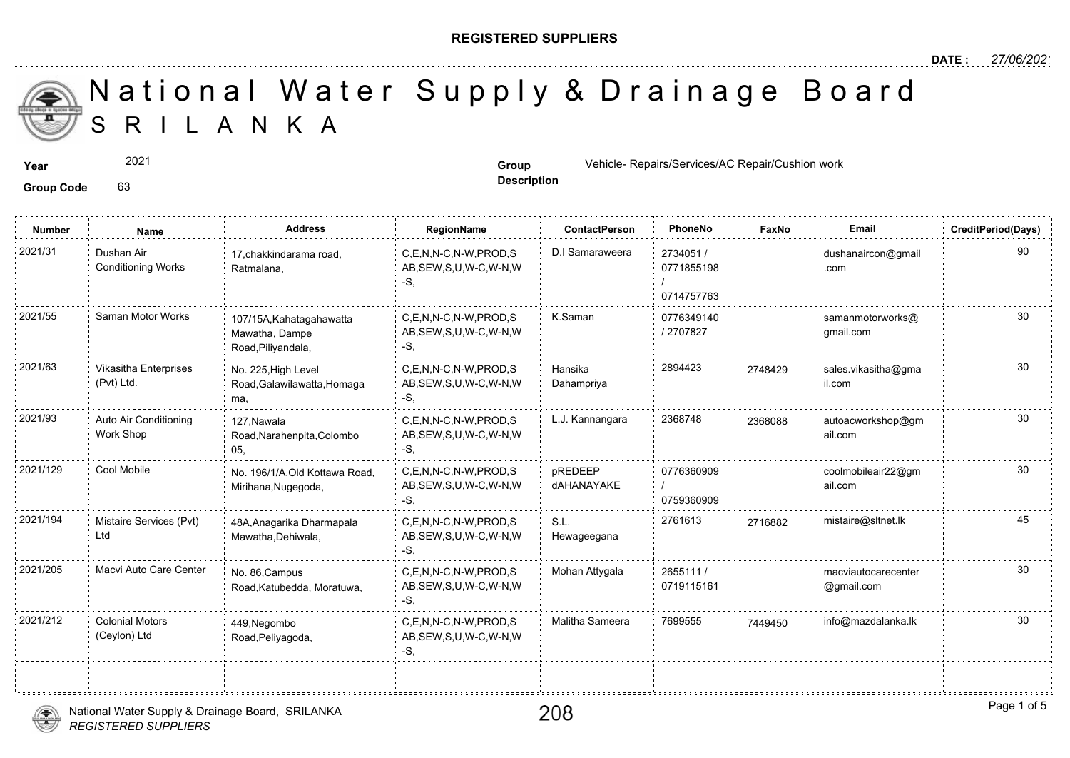**REGISTERED SUPPLIERS**

**DATE :** 27/06/2021

# National Water Supply & Drainage Board
## SRILANKA

**Year** 2021

**Group Code** 63

**Group Description** Vehicle- Repairs/Services/AC Repair/Cushion work

| Number | Name | Address | RegionName | ContactPerson | PhoneNo | FaxNo | Email | CreditPeriod(Days) |
|---|---|---|---|---|---|---|---|---|
| 2021/31 | Dushan Air Conditioning Works | 17,chakkindarama road, Ratmalana, | C,E,N,N-C,N-W,PROD,SAB,SEW,S,U,W-C,W-N,W-S, | D.I Samaraweera | 2734051 / 0771855198 / 0714757763 | | dushanaircon@gmail.com | 90 |
| 2021/55 | Saman Motor Works | 107/15A,Kahatagahawatta Mawatha, Dampe Road,Piliyandala, | C,E,N,N-C,N-W,PROD,SAB,SEW,S,U,W-C,W-N,W-S, | K.Saman | 0776349140 / 2707827 | | samanmotorworks@gmail.com | 30 |
| 2021/63 | Vikasitha Enterprises (Pvt) Ltd. | No. 225,High Level Road,Galawilawatta,Homagama, | C,E,N,N-C,N-W,PROD,SAB,SEW,S,U,W-C,W-N,W-S, | Hansika Dahampriya | 2894423 | 2748429 | sales.vikasitha@gmail.com | 30 |
| 2021/93 | Auto Air Conditioning Work Shop | 127,Nawala Road,Narahenpita,Colombo 05, | C,E,N,N-C,N-W,PROD,SAB,SEW,S,U,W-C,W-N,W-S, | L.J. Kannangara | 2368748 | 2368088 | autoacworkshop@gmail.com | 30 |
| 2021/129 | Cool Mobile | No. 196/1/A,Old Kottawa Road, Mirihana,Nugegoda, | C,E,N,N-C,N-W,PROD,SAB,SEW,S,U,W-C,W-N,W-S, | pREDEEP dAHANAYAKE | 0776360909 / 0759360909 | | coolmobileair22@gmail.com | 30 |
| 2021/194 | Mistaire Services (Pvt) Ltd | 48A,Anagarika Dharmapala Mawatha,Dehiwala, | C,E,N,N-C,N-W,PROD,SAB,SEW,S,U,W-C,W-N,W-S, | S.L. Hewageegana | 2761613 | 2716882 | mistaire@sltnet.lk | 45 |
| 2021/205 | Macvi Auto Care Center | No. 86,Campus Road,Katubedda, Moratuwa, | C,E,N,N-C,N-W,PROD,SAB,SEW,S,U,W-C,W-N,W-S, | Mohan Attygala | 2655111 / 0719115161 | | macviautocarecenter@gmail.com | 30 |
| 2021/212 | Colonial Motors (Ceylon) Ltd | 449,Negombo Road,Peliyagoda, | C,E,N,N-C,N-W,PROD,SAB,SEW,S,U,W-C,W-N,W-S, | Malitha Sameera | 7699555 | 7449450 | info@mazdalanka.lk | 30 |

208

National Water Supply & Drainage Board, SRILANKA
*REGISTERED SUPPLIERS*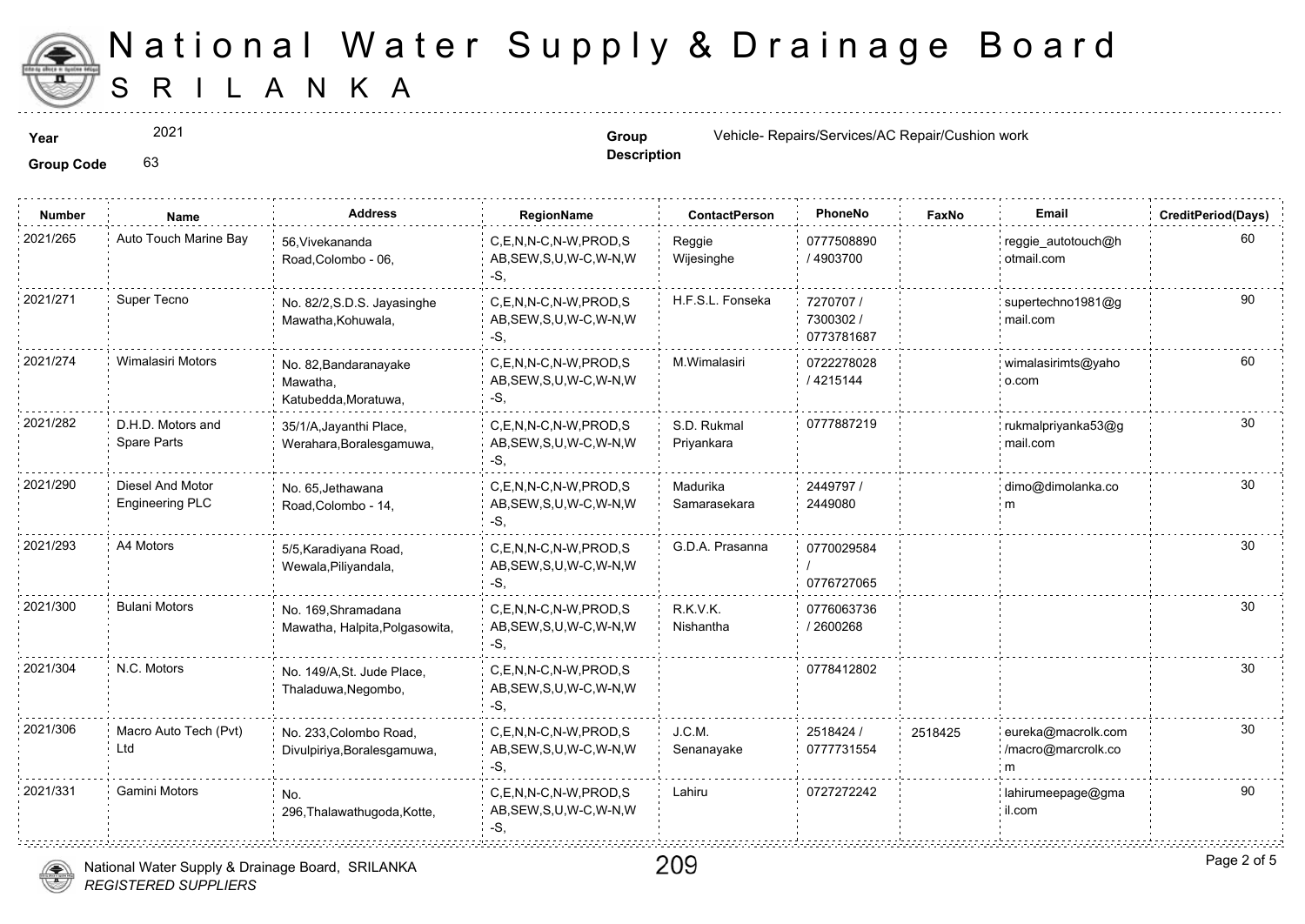# National Water Supply & Drainage Board
## SRILANKA

**Year** 2021

**Group Code** 63

**Group Description** Vehicle- Repairs/Services/AC Repair/Cushion work

| Number | Name | Address | RegionName | ContactPerson | PhoneNo | FaxNo | Email | CreditPeriod(Days) |
|---|---|---|---|---|---|---|---|---|
| 2021/265 | Auto Touch Marine Bay | 56,Vivekananda Road,Colombo - 06, | C,E,N,N-C,N-W,PROD,SAB,SEW,S,U,W-C,W-N,W-S, | Reggie Wijesinghe | 0777508890 / 4903700 | | reggie_autotouch@hotmail.com | 60 |
| 2021/271 | Super Tecno | No. 82/2,S.D.S. Jayasinghe Mawatha,Kohuwala, | C,E,N,N-C,N-W,PROD,SAB,SEW,S,U,W-C,W-N,W-S, | H.F.S.L. Fonseka | 7270707 / 7300302 / 0773781687 | | supertechno1981@gmail.com | 90 |
| 2021/274 | Wimalasiri Motors | No. 82,Bandaranayake Mawatha, Katubedda,Moratuwa, | C,E,N,N-C,N-W,PROD,SAB,SEW,S,U,W-C,W-N,W-S, | M.Wimalasiri | 0722278028 / 4215144 | | wimalasirimts@yahoo.com | 60 |
| 2021/282 | D.H.D. Motors and Spare Parts | 35/1/A,Jayanthi Place, Werahara,Boralesgamuwa, | C,E,N,N-C,N-W,PROD,SAB,SEW,S,U,W-C,W-N,W-S, | S.D. Rukmal Priyankara | 0777887219 | | rukmalpriyanka53@gmail.com | 30 |
| 2021/290 | Diesel And Motor Engineering PLC | No. 65,Jethawana Road,Colombo - 14, | C,E,N,N-C,N-W,PROD,SAB,SEW,S,U,W-C,W-N,W-S, | Madurika Samarasekara | 2449797 / 2449080 | | dimo@dimolanka.com | 30 |
| 2021/293 | A4 Motors | 5/5,Karadiyana Road, Wewala,Piliyandala, | C,E,N,N-C,N-W,PROD,SAB,SEW,S,U,W-C,W-N,W-S, | G.D.A. Prasanna | 0770029584 / 0776727065 | | | 30 |
| 2021/300 | Bulani Motors | No. 169,Shramadana Mawatha, Halpita,Polgasowita, | C,E,N,N-C,N-W,PROD,SAB,SEW,S,U,W-C,W-N,W-S, | R.K.V.K. Nishantha | 0776063736 / 2600268 | | | 30 |
| 2021/304 | N.C. Motors | No. 149/A,St. Jude Place, Thaladuwa,Negombo, | C,E,N,N-C,N-W,PROD,SAB,SEW,S,U,W-C,W-N,W-S, | | 0778412802 | | | 30 |
| 2021/306 | Macro Auto Tech (Pvt) Ltd | No. 233,Colombo Road, Divulpiriya,Boralesgamuwa, | C,E,N,N-C,N-W,PROD,SAB,SEW,S,U,W-C,W-N,W-S, | J.C.M. Senanayake | 2518424 / 0777731554 | 2518425 | eureka@macrolk.com /macro@marcrolk.com | 30 |
| 2021/331 | Gamini Motors | No. 296,Thalawathugoda,Kotte, | C,E,N,N-C,N-W,PROD,SAB,SEW,S,U,W-C,W-N,W-S, | Lahiru | 0727272242 | | lahirumeepage@gmail.com | 90 |

National Water Supply & Drainage Board, SRILANKA
*REGISTERED SUPPLIERS*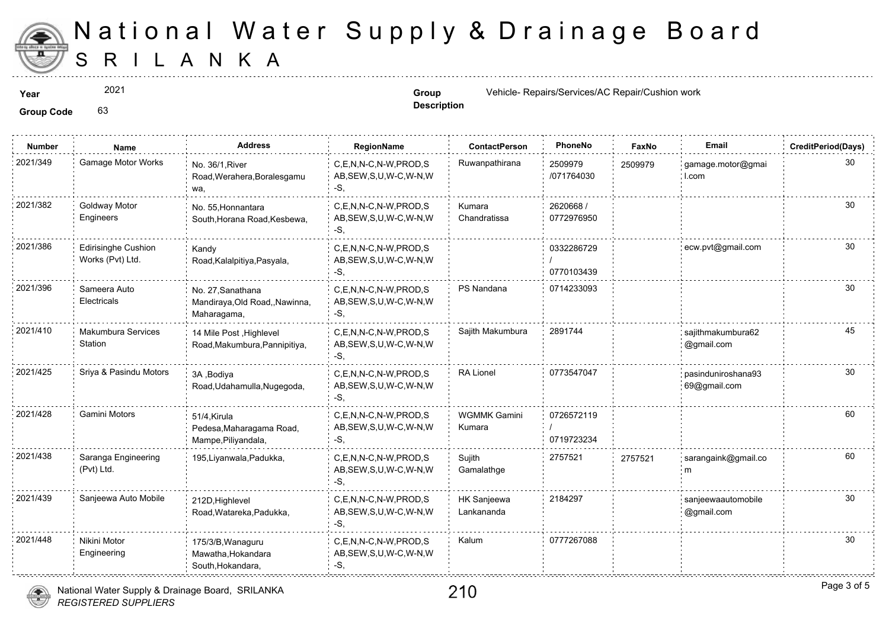# National Water Supply & Drainage Board
## SRILANKA

**Year** 2021

**Group Code** 63

**Group Description** Vehicle- Repairs/Services/AC Repair/Cushion work

| Number | Name | Address | RegionName | ContactPerson | PhoneNo | FaxNo | Email | CreditPeriod(Days) |
|---|---|---|---|---|---|---|---|---|
| 2021/349 | Gamage Motor Works | No. 36/1,River Road,Werahera,Boralesgamuwa, | C,E,N,N-C,N-W,PROD,SAB,SEW,S,U,W-C,W-N,W-S, | Ruwanpathirana | 2509979 /071764030 | 2509979 | gamage.motor@gmail.com | 30 |
| 2021/382 | Goldway Motor Engineers | No. 55,Honnantara South,Horana Road,Kesbewa, | C,E,N,N-C,N-W,PROD,SAB,SEW,S,U,W-C,W-N,W-S, | Kumara Chandratissa | 2620668 / 0772976950 | | | 30 |
| 2021/386 | Edirisinghe Cushion Works (Pvt) Ltd. | Kandy Road,Kalalpitiya,Pasyala, | C,E,N,N-C,N-W,PROD,SAB,SEW,S,U,W-C,W-N,W-S, | | 0332286729 / 0770103439 | | ecw.pvt@gmail.com | 30 |
| 2021/396 | Sameera Auto Electricals | No. 27,Sanathana Mandiraya,Old Road,,Nawinna, Maharagama, | C,E,N,N-C,N-W,PROD,SAB,SEW,S,U,W-C,W-N,W-S, | PS Nandana | 0714233093 | | | 30 |
| 2021/410 | Makumbura Services Station | 14 Mile Post ,Highlevel Road,Makumbura,Pannipitiya, | C,E,N,N-C,N-W,PROD,SAB,SEW,S,U,W-C,W-N,W-S, | Sajith Makumbura | 2891744 | | sajithmakumbura62@gmail.com | 45 |
| 2021/425 | Sriya & Pasindu Motors | 3A ,Bodiya Road,Udahamulla,Nugegoda, | C,E,N,N-C,N-W,PROD,SAB,SEW,S,U,W-C,W-N,W-S, | RA Lionel | 0773547047 | | pasinduniroshana9369@gmail.com | 30 |
| 2021/428 | Gamini Motors | 51/4,Kirula Pedesa,Maharagama Road, Mampe,Piliyandala, | C,E,N,N-C,N-W,PROD,SAB,SEW,S,U,W-C,W-N,W-S, | WGMMK Gamini Kumara | 0726572119 / 0719723234 | | | 60 |
| 2021/438 | Saranga Engineering (Pvt) Ltd. | 195,Liyanwala,Padukka, | C,E,N,N-C,N-W,PROD,SAB,SEW,S,U,W-C,W-N,W-S, | Sujith Gamalathge | 2757521 | 2757521 | sarangaink@gmail.com | 60 |
| 2021/439 | Sanjeewa Auto Mobile | 212D,Highlevel Road,Watareka,Padukka, | C,E,N,N-C,N-W,PROD,SAB,SEW,S,U,W-C,W-N,W-S, | HK Sanjeewa Lankananda | 2184297 | | sanjeewaautomobile@gmail.com | 30 |
| 2021/448 | Nikini Motor Engineering | 175/3/B,Wanaguru Mawatha,Hokandara South,Hokandara, | C,E,N,N-C,N-W,PROD,SAB,SEW,S,U,W-C,W-N,W-S, | Kalum | 0777267088 | | | 30 |

National Water Supply & Drainage Board, SRILANKA
*REGISTERED SUPPLIERS*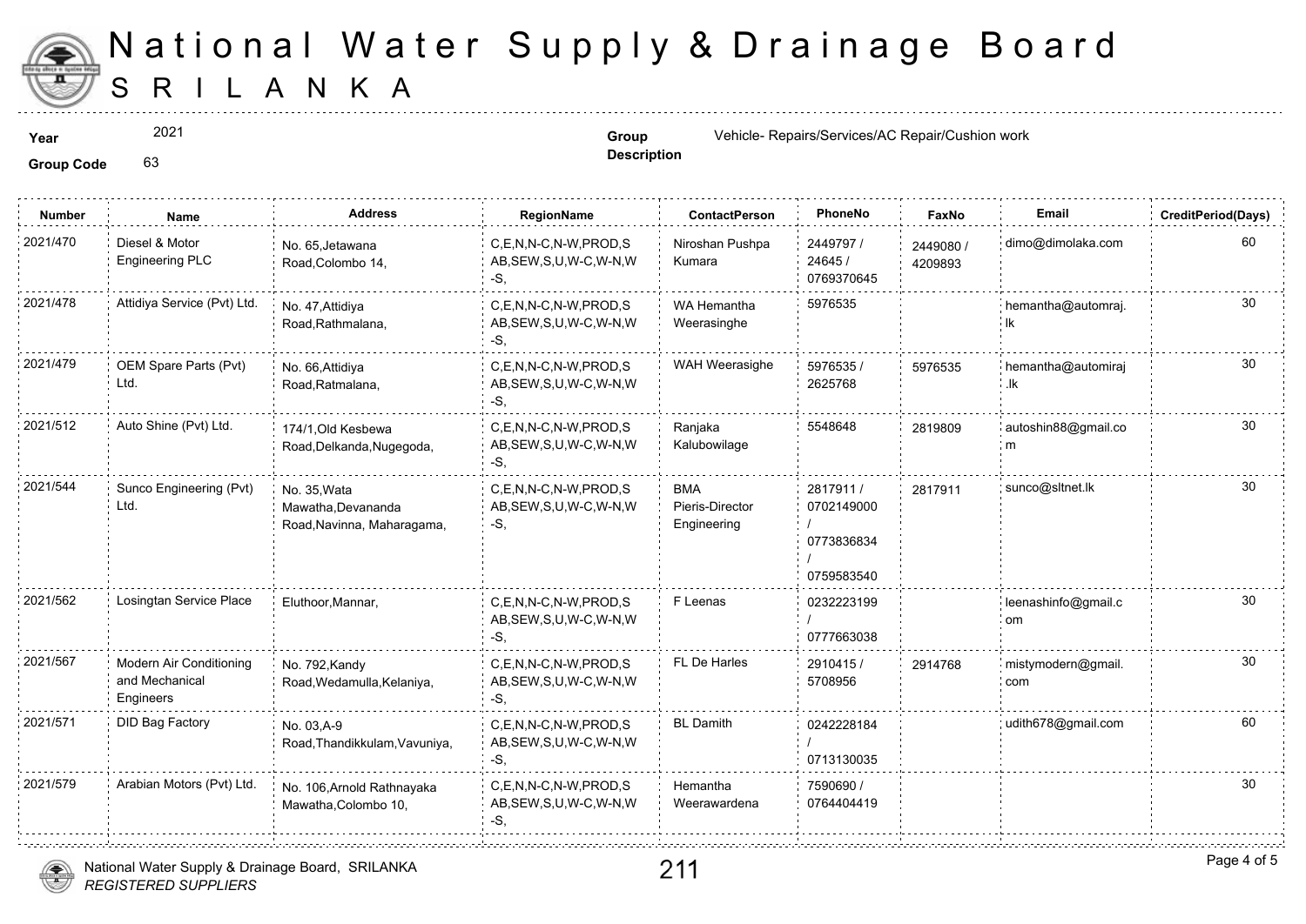# National Water Supply & Drainage Board
## SRI LANKA

**Year** 2021

**Group Code** 63

**Group Description** Vehicle- Repairs/Services/AC Repair/Cushion work

| Number | Name | Address | RegionName | ContactPerson | PhoneNo | FaxNo | Email | CreditPeriod(Days) |
|---|---|---|---|---|---|---|---|---|
| 2021/470 | Diesel & Motor Engineering PLC | No. 65,Jetawana Road,Colombo 14, | C,E,N,N-C,N-W,PROD,SAB,SEW,S,U,W-C,W-N,W-S, | Niroshan Pushpa Kumara | 2449797 / 24645 / 0769370645 | 2449080 / 4209893 | dimo@dimolaka.com | 60 |
| 2021/478 | Attidiya Service (Pvt) Ltd. | No. 47,Attidiya Road,Rathmalana, | C,E,N,N-C,N-W,PROD,SAB,SEW,S,U,W-C,W-N,W-S, | WA Hemantha Weerasinghe | 5976535 | | hemantha@automraj.lk | 30 |
| 2021/479 | OEM Spare Parts (Pvt) Ltd. | No. 66,Attidiya Road,Ratmalana, | C,E,N,N-C,N-W,PROD,SAB,SEW,S,U,W-C,W-N,W-S, | WAH Weerasighe | 5976535 / 2625768 | 5976535 | hemantha@automiraj.lk | 30 |
| 2021/512 | Auto Shine (Pvt) Ltd. | 174/1,Old Kesbewa Road,Delkanda,Nugegoda, | C,E,N,N-C,N-W,PROD,SAB,SEW,S,U,W-C,W-N,W-S, | Ranjaka Kalubowilage | 5548648 | 2819809 | autoshin88@gmail.com | 30 |
| 2021/544 | Sunco Engineering (Pvt) Ltd. | No. 35,Wata Mawatha,Devananda Road,Navinna, Maharagama, | C,E,N,N-C,N-W,PROD,SAB,SEW,S,U,W-C,W-N,W-S, | BMA Pieris-Director Engineering | 2817911 / 0702149000 / 0773836834 / 0759583540 | 2817911 | sunco@sltnet.lk | 30 |
| 2021/562 | Losingtan Service Place | Eluthoor,Mannar, | C,E,N,N-C,N-W,PROD,SAB,SEW,S,U,W-C,W-N,W-S, | F Leenas | 0232223199 / 0777663038 | | leenashinfo@gmail.com | 30 |
| 2021/567 | Modern Air Conditioning and Mechanical Engineers | No. 792,Kandy Road,Wedamulla,Kelaniya, | C,E,N,N-C,N-W,PROD,SAB,SEW,S,U,W-C,W-N,W-S, | FL De Harles | 2910415 / 5708956 | 2914768 | mistymodern@gmail.com | 30 |
| 2021/571 | DID Bag Factory | No. 03,A-9 Road,Thandikkulam,Vavuniya, | C,E,N,N-C,N-W,PROD,SAB,SEW,S,U,W-C,W-N,W-S, | BL Damith | 0242228184 / 0713130035 | | udith678@gmail.com | 60 |
| 2021/579 | Arabian Motors (Pvt) Ltd. | No. 106,Arnold Rathnayaka Mawatha,Colombo 10, | C,E,N,N-C,N-W,PROD,SAB,SEW,S,U,W-C,W-N,W-S, | Hemantha Weerawardena | 7590690 / 0764404419 | | | 30 |

211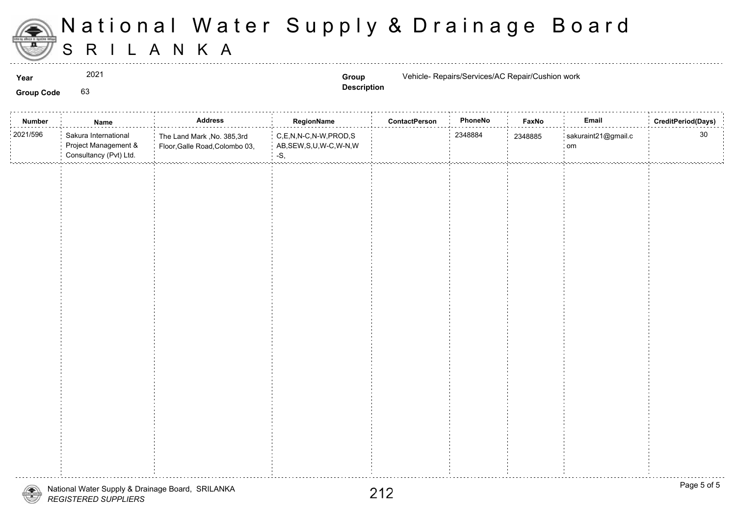# National Water Supply & Drainage Board
## SRILANKA

**Year** 2021

**Group Code** 63

**Group Description** Vehicle- Repairs/Services/AC Repair/Cushion work

| Number | Name | Address | RegionName | ContactPerson | PhoneNo | FaxNo | Email | CreditPeriod(Days) |
|---|---|---|---|---|---|---|---|---|
| 2021/596 | Sakura International Project Management & Consultancy (Pvt) Ltd. | The Land Mark ,No. 385,3rd Floor,Galle Road,Colombo 03, | C,E,N,N-C,N-W,PROD,SAB,SEW,S,U,W-C,W-N,W-S, | | 2348884 | 2348885 | sakuraint21@gmail.com | 30 |

National Water Supply & Drainage Board, SRILANKA
*REGISTERED SUPPLIERS*

212